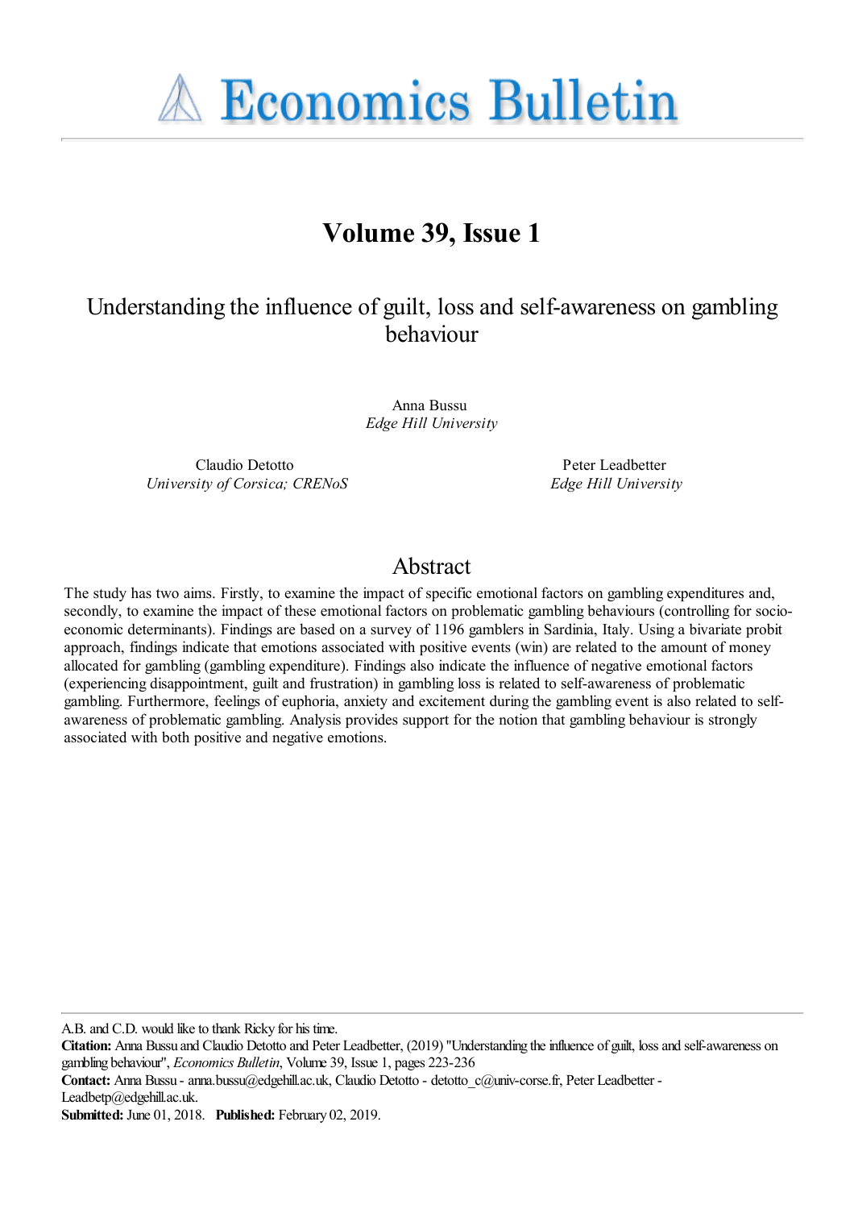# Economics Bulletin

## Volume 39, Issue 1

# Understanding the influence of guilt, loss and self-awareness on gambling behaviour

Anna Bussu
*Edge Hill University*

Claudio Detotto
*University of Corsica; CRENoS*

Peter Leadbetter
*Edge Hill University*

## Abstract

The study has two aims. Firstly, to examine the impact of specific emotional factors on gambling expenditures and, secondly, to examine the impact of these emotional factors on problematic gambling behaviours (controlling for socio-economic determinants). Findings are based on a survey of 1196 gamblers in Sardinia, Italy. Using a bivariate probit approach, findings indicate that emotions associated with positive events (win) are related to the amount of money allocated for gambling (gambling expenditure). Findings also indicate the influence of negative emotional factors (experiencing disappointment, guilt and frustration) in gambling loss is related to self-awareness of problematic gambling. Furthermore, feelings of euphoria, anxiety and excitement during the gambling event is also related to self-awareness of problematic gambling. Analysis provides support for the notion that gambling behaviour is strongly associated with both positive and negative emotions.

---

A.B. and C.D. would like to thank Ricky for his time.

**Citation:** Anna Bussu and Claudio Detotto and Peter Leadbetter, (2019) "Understanding the influence of guilt, loss and self-awareness on gambling behaviour", *Economics Bulletin*, Volume 39, Issue 1, pages 223-236

**Contact:** Anna Bussu - anna.bussu@edgehill.ac.uk, Claudio Detotto - detotto_c@univ-corse.fr, Peter Leadbetter - Leadbetp@edgehill.ac.uk.

**Submitted:** June 01, 2018. **Published:** February 02, 2019.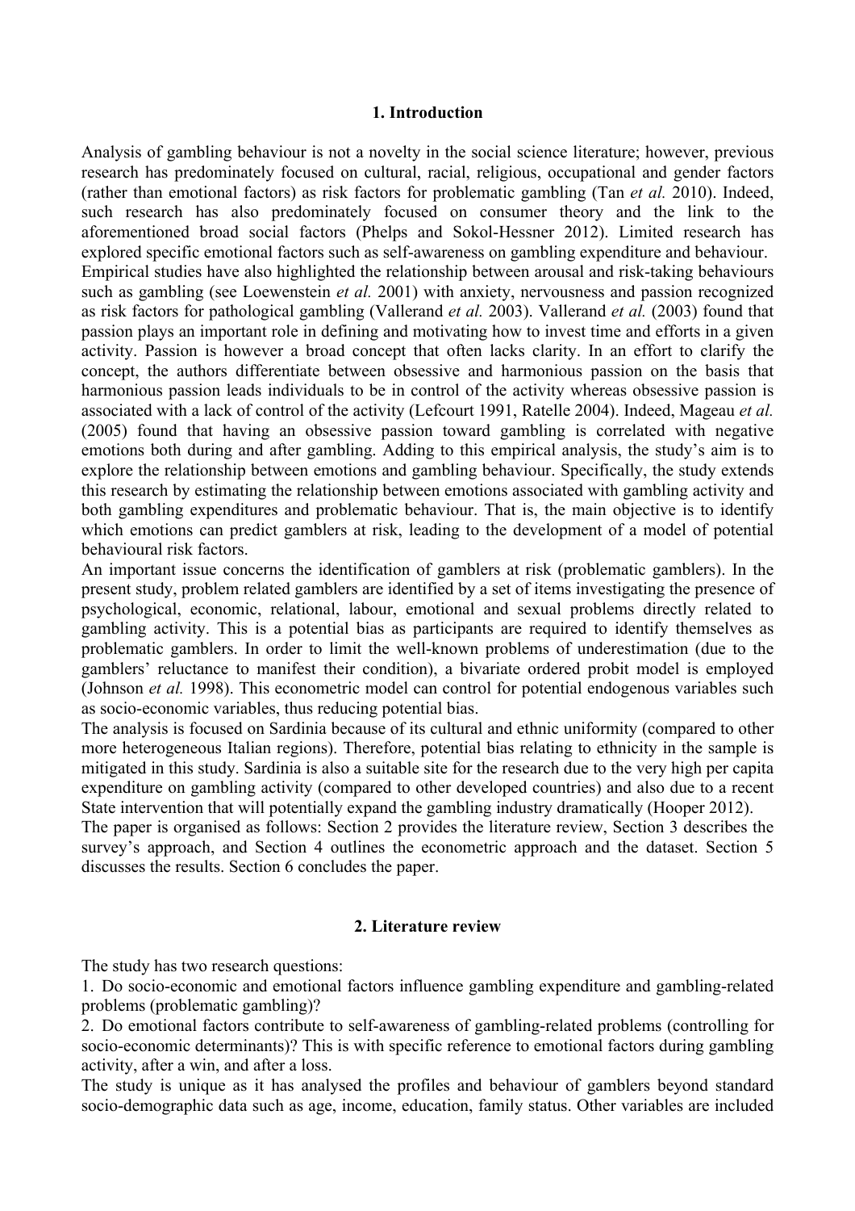## 1. Introduction

Analysis of gambling behaviour is not a novelty in the social science literature; however, previous research has predominately focused on cultural, racial, religious, occupational and gender factors (rather than emotional factors) as risk factors for problematic gambling (Tan *et al.* 2010). Indeed, such research has also predominately focused on consumer theory and the link to the aforementioned broad social factors (Phelps and Sokol-Hessner 2012). Limited research has explored specific emotional factors such as self-awareness on gambling expenditure and behaviour.

Empirical studies have also highlighted the relationship between arousal and risk-taking behaviours such as gambling (see Loewenstein *et al.* 2001) with anxiety, nervousness and passion recognized as risk factors for pathological gambling (Vallerand *et al.* 2003). Vallerand *et al.* (2003) found that passion plays an important role in defining and motivating how to invest time and efforts in a given activity. Passion is however a broad concept that often lacks clarity. In an effort to clarify the concept, the authors differentiate between obsessive and harmonious passion on the basis that harmonious passion leads individuals to be in control of the activity whereas obsessive passion is associated with a lack of control of the activity (Lefcourt 1991, Ratelle 2004). Indeed, Mageau *et al.* (2005) found that having an obsessive passion toward gambling is correlated with negative emotions both during and after gambling. Adding to this empirical analysis, the study's aim is to explore the relationship between emotions and gambling behaviour. Specifically, the study extends this research by estimating the relationship between emotions associated with gambling activity and both gambling expenditures and problematic behaviour. That is, the main objective is to identify which emotions can predict gamblers at risk, leading to the development of a model of potential behavioural risk factors.

An important issue concerns the identification of gamblers at risk (problematic gamblers). In the present study, problem related gamblers are identified by a set of items investigating the presence of psychological, economic, relational, labour, emotional and sexual problems directly related to gambling activity. This is a potential bias as participants are required to identify themselves as problematic gamblers. In order to limit the well-known problems of underestimation (due to the gamblers' reluctance to manifest their condition), a bivariate ordered probit model is employed (Johnson *et al.* 1998). This econometric model can control for potential endogenous variables such as socio-economic variables, thus reducing potential bias.

The analysis is focused on Sardinia because of its cultural and ethnic uniformity (compared to other more heterogeneous Italian regions). Therefore, potential bias relating to ethnicity in the sample is mitigated in this study. Sardinia is also a suitable site for the research due to the very high per capita expenditure on gambling activity (compared to other developed countries) and also due to a recent State intervention that will potentially expand the gambling industry dramatically (Hooper 2012).

The paper is organised as follows: Section 2 provides the literature review, Section 3 describes the survey's approach, and Section 4 outlines the econometric approach and the dataset. Section 5 discusses the results. Section 6 concludes the paper.

## 2. Literature review

The study has two research questions:

1. Do socio-economic and emotional factors influence gambling expenditure and gambling-related problems (problematic gambling)?
2. Do emotional factors contribute to self-awareness of gambling-related problems (controlling for socio-economic determinants)? This is with specific reference to emotional factors during gambling activity, after a win, and after a loss.

The study is unique as it has analysed the profiles and behaviour of gamblers beyond standard socio-demographic data such as age, income, education, family status. Other variables are included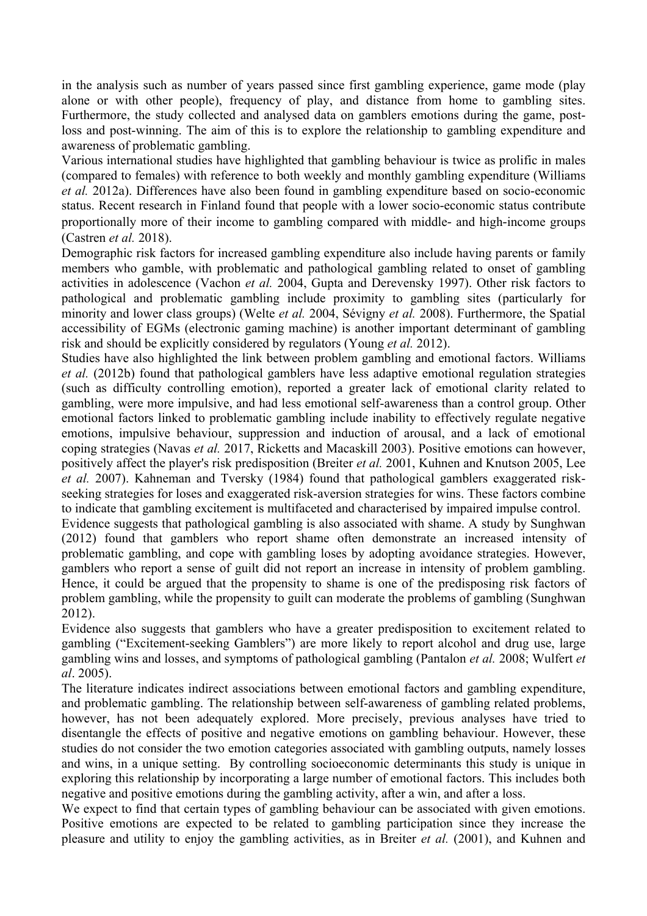in the analysis such as number of years passed since first gambling experience, game mode (play alone or with other people), frequency of play, and distance from home to gambling sites. Furthermore, the study collected and analysed data on gamblers emotions during the game, post-loss and post-winning. The aim of this is to explore the relationship to gambling expenditure and awareness of problematic gambling.

Various international studies have highlighted that gambling behaviour is twice as prolific in males (compared to females) with reference to both weekly and monthly gambling expenditure (Williams *et al.* 2012a). Differences have also been found in gambling expenditure based on socio-economic status. Recent research in Finland found that people with a lower socio-economic status contribute proportionally more of their income to gambling compared with middle- and high-income groups (Castren *et al.* 2018).

Demographic risk factors for increased gambling expenditure also include having parents or family members who gamble, with problematic and pathological gambling related to onset of gambling activities in adolescence (Vachon *et al.* 2004, Gupta and Derevensky 1997). Other risk factors to pathological and problematic gambling include proximity to gambling sites (particularly for minority and lower class groups) (Welte *et al.* 2004, Sévigny *et al.* 2008). Furthermore, the Spatial accessibility of EGMs (electronic gaming machine) is another important determinant of gambling risk and should be explicitly considered by regulators (Young *et al.* 2012).

Studies have also highlighted the link between problem gambling and emotional factors. Williams *et al.* (2012b) found that pathological gamblers have less adaptive emotional regulation strategies (such as difficulty controlling emotion), reported a greater lack of emotional clarity related to gambling, were more impulsive, and had less emotional self-awareness than a control group. Other emotional factors linked to problematic gambling include inability to effectively regulate negative emotions, impulsive behaviour, suppression and induction of arousal, and a lack of emotional coping strategies (Navas *et al.* 2017, Ricketts and Macaskill 2003). Positive emotions can however, positively affect the player's risk predisposition (Breiter *et al.* 2001, Kuhnen and Knutson 2005, Lee *et al.* 2007). Kahneman and Tversky (1984) found that pathological gamblers exaggerated risk-seeking strategies for loses and exaggerated risk-aversion strategies for wins. These factors combine to indicate that gambling excitement is multifaceted and characterised by impaired impulse control.

Evidence suggests that pathological gambling is also associated with shame. A study by Sunghwan (2012) found that gamblers who report shame often demonstrate an increased intensity of problematic gambling, and cope with gambling loses by adopting avoidance strategies. However, gamblers who report a sense of guilt did not report an increase in intensity of problem gambling. Hence, it could be argued that the propensity to shame is one of the predisposing risk factors of problem gambling, while the propensity to guilt can moderate the problems of gambling (Sunghwan 2012).

Evidence also suggests that gamblers who have a greater predisposition to excitement related to gambling ("Excitement-seeking Gamblers") are more likely to report alcohol and drug use, large gambling wins and losses, and symptoms of pathological gambling (Pantalon *et al.* 2008; Wulfert *et al*. 2005).

The literature indicates indirect associations between emotional factors and gambling expenditure, and problematic gambling. The relationship between self-awareness of gambling related problems, however, has not been adequately explored. More precisely, previous analyses have tried to disentangle the effects of positive and negative emotions on gambling behaviour. However, these studies do not consider the two emotion categories associated with gambling outputs, namely losses and wins, in a unique setting. By controlling socioeconomic determinants this study is unique in exploring this relationship by incorporating a large number of emotional factors. This includes both negative and positive emotions during the gambling activity, after a win, and after a loss.

We expect to find that certain types of gambling behaviour can be associated with given emotions. Positive emotions are expected to be related to gambling participation since they increase the pleasure and utility to enjoy the gambling activities, as in Breiter *et al.* (2001), and Kuhnen and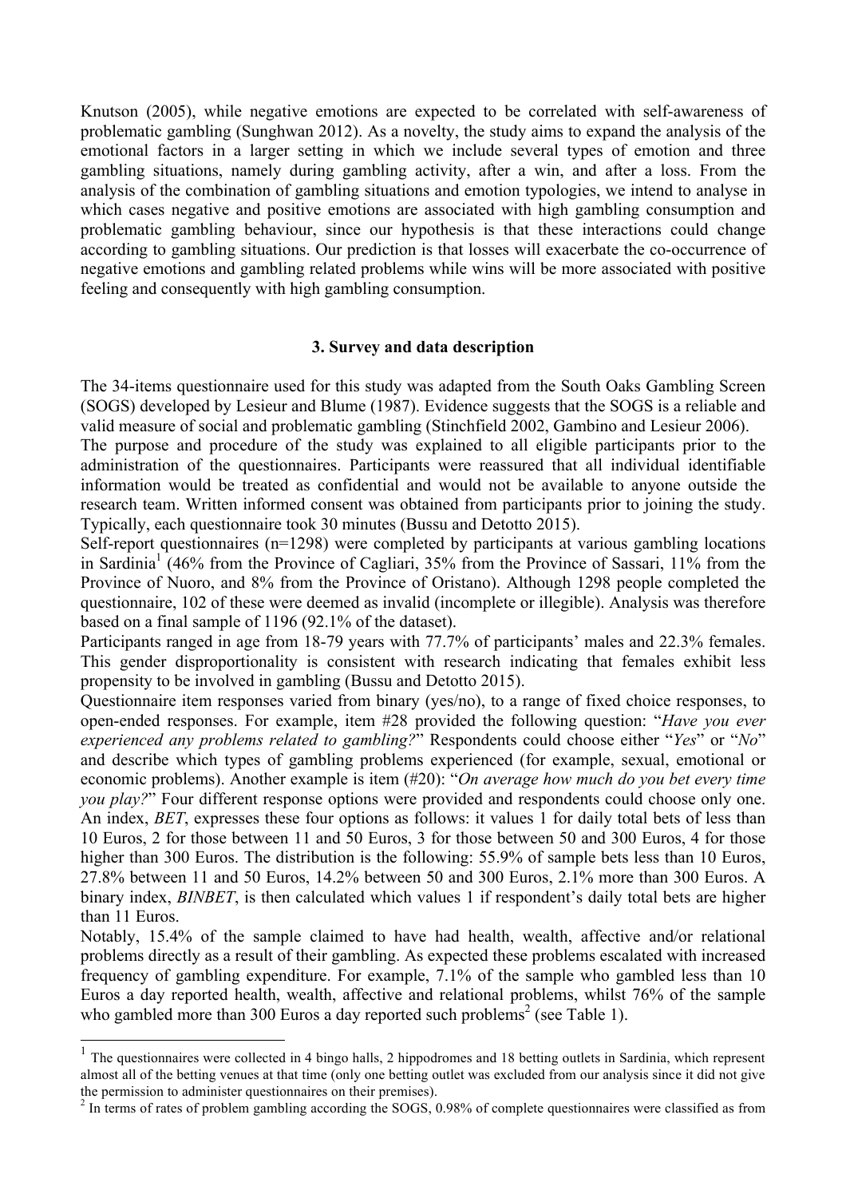Knutson (2005), while negative emotions are expected to be correlated with self-awareness of problematic gambling (Sunghwan 2012). As a novelty, the study aims to expand the analysis of the emotional factors in a larger setting in which we include several types of emotion and three gambling situations, namely during gambling activity, after a win, and after a loss. From the analysis of the combination of gambling situations and emotion typologies, we intend to analyse in which cases negative and positive emotions are associated with high gambling consumption and problematic gambling behaviour, since our hypothesis is that these interactions could change according to gambling situations. Our prediction is that losses will exacerbate the co-occurrence of negative emotions and gambling related problems while wins will be more associated with positive feeling and consequently with high gambling consumption.

## 3. Survey and data description

The 34-items questionnaire used for this study was adapted from the South Oaks Gambling Screen (SOGS) developed by Lesieur and Blume (1987). Evidence suggests that the SOGS is a reliable and valid measure of social and problematic gambling (Stinchfield 2002, Gambino and Lesieur 2006).

The purpose and procedure of the study was explained to all eligible participants prior to the administration of the questionnaires. Participants were reassured that all individual identifiable information would be treated as confidential and would not be available to anyone outside the research team. Written informed consent was obtained from participants prior to joining the study. Typically, each questionnaire took 30 minutes (Bussu and Detotto 2015).

Self-report questionnaires (n=1298) were completed by participants at various gambling locations in Sardinia[1] (46% from the Province of Cagliari, 35% from the Province of Sassari, 11% from the Province of Nuoro, and 8% from the Province of Oristano). Although 1298 people completed the questionnaire, 102 of these were deemed as invalid (incomplete or illegible). Analysis was therefore based on a final sample of 1196 (92.1% of the dataset).

Participants ranged in age from 18-79 years with 77.7% of participants' males and 22.3% females. This gender disproportionality is consistent with research indicating that females exhibit less propensity to be involved in gambling (Bussu and Detotto 2015).

Questionnaire item responses varied from binary (yes/no), to a range of fixed choice responses, to open-ended responses. For example, item #28 provided the following question: "*Have you ever experienced any problems related to gambling?*" Respondents could choose either "*Yes*" or "*No*" and describe which types of gambling problems experienced (for example, sexual, emotional or economic problems). Another example is item (#20): "*On average how much do you bet every time you play?*" Four different response options were provided and respondents could choose only one. An index, *BET*, expresses these four options as follows: it values 1 for daily total bets of less than 10 Euros, 2 for those between 11 and 50 Euros, 3 for those between 50 and 300 Euros, 4 for those higher than 300 Euros. The distribution is the following: 55.9% of sample bets less than 10 Euros, 27.8% between 11 and 50 Euros, 14.2% between 50 and 300 Euros, 2.1% more than 300 Euros. A binary index, *BINBET*, is then calculated which values 1 if respondent's daily total bets are higher than 11 Euros.

Notably, 15.4% of the sample claimed to have had health, wealth, affective and/or relational problems directly as a result of their gambling. As expected these problems escalated with increased frequency of gambling expenditure. For example, 7.1% of the sample who gambled less than 10 Euros a day reported health, wealth, affective and relational problems, whilst 76% of the sample who gambled more than 300 Euros a day reported such problems[2] (see Table 1).

---

[1] The questionnaires were collected in 4 bingo halls, 2 hippodromes and 18 betting outlets in Sardinia, which represent almost all of the betting venues at that time (only one betting outlet was excluded from our analysis since it did not give the permission to administer questionnaires on their premises).

[2] In terms of rates of problem gambling according the SOGS, 0.98% of complete questionnaires were classified as from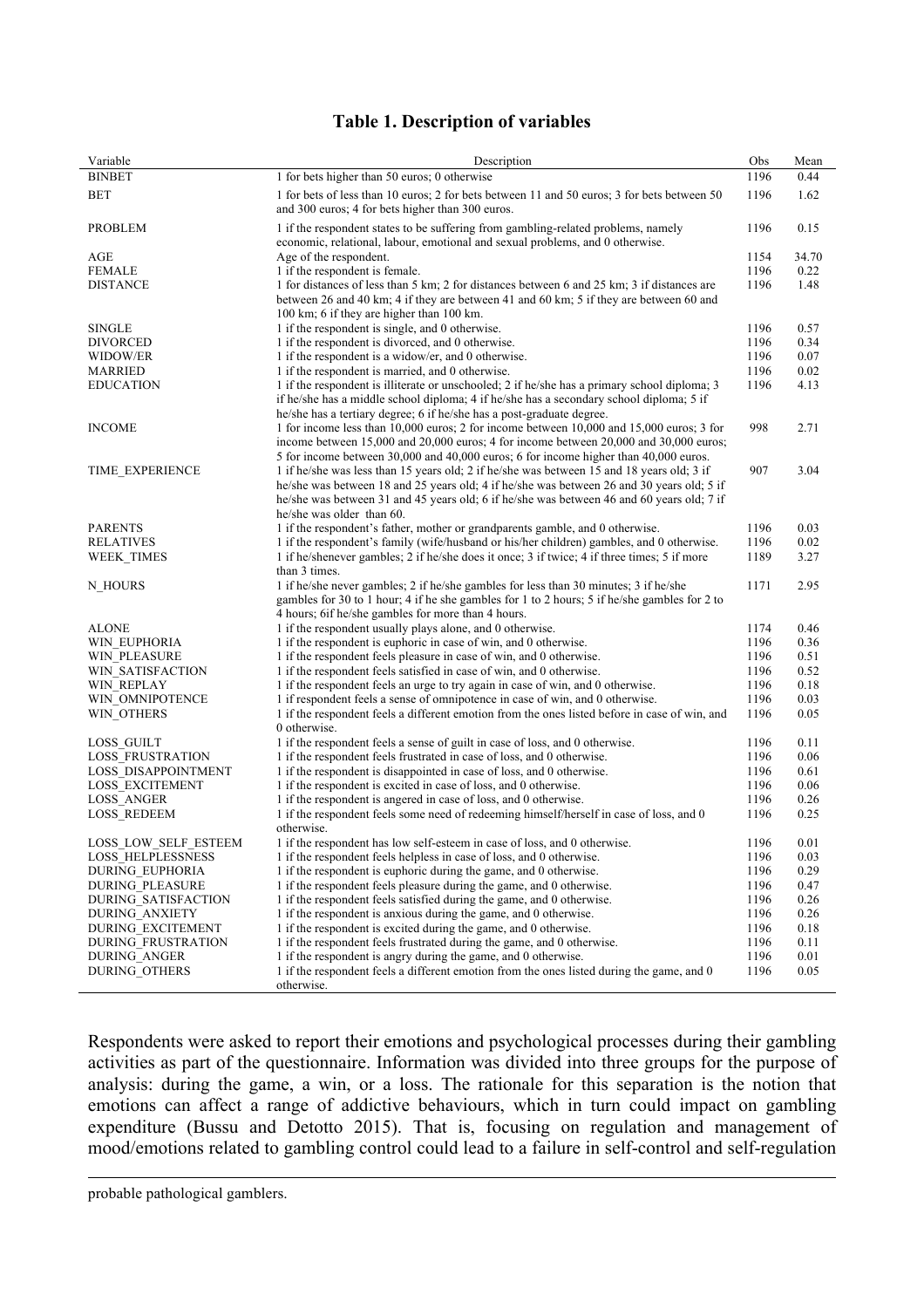**Table 1. Description of variables**

| Variable | Description | Obs | Mean |
|---|---|---|---|
| BINBET | 1 for bets higher than 50 euros; 0 otherwise | 1196 | 0.44 |
| BET | 1 for bets of less than 10 euros; 2 for bets between 11 and 50 euros; 3 for bets between 50 and 300 euros; 4 for bets higher than 300 euros. | 1196 | 1.62 |
| PROBLEM | 1 if the respondent states to be suffering from gambling-related problems, namely economic, relational, labour, emotional and sexual problems, and 0 otherwise. | 1196 | 0.15 |
| AGE | Age of the respondent. | 1154 | 34.70 |
| FEMALE | 1 if the respondent is female. | 1196 | 0.22 |
| DISTANCE | 1 for distances of less than 5 km; 2 for distances between 6 and 25 km; 3 if distances are between 26 and 40 km; 4 if they are between 41 and 60 km; 5 if they are between 60 and 100 km; 6 if they are higher than 100 km. | 1196 | 1.48 |
| SINGLE | 1 if the respondent is single, and 0 otherwise. | 1196 | 0.57 |
| DIVORCED | 1 if the respondent is divorced, and 0 otherwise. | 1196 | 0.34 |
| WIDOW/ER | 1 if the respondent is a widow/er, and 0 otherwise. | 1196 | 0.07 |
| MARRIED | 1 if the respondent is married, and 0 otherwise. | 1196 | 0.02 |
| EDUCATION | 1 if the respondent is illiterate or unschooled; 2 if he/she has a primary school diploma; 3 if he/she has a middle school diploma; 4 if he/she has a secondary school diploma; 5 if he/she has a tertiary degree; 6 if he/she has a post-graduate degree. | 1196 | 4.13 |
| INCOME | 1 for income less than 10,000 euros; 2 for income between 10,000 and 15,000 euros; 3 for income between 15,000 and 20,000 euros; 4 for income between 20,000 and 30,000 euros; 5 for income between 30,000 and 40,000 euros; 6 for income higher than 40,000 euros. | 998 | 2.71 |
| TIME_EXPERIENCE | 1 if he/she was less than 15 years old; 2 if he/she was between 15 and 18 years old; 3 if he/she was between 18 and 25 years old; 4 if he/she was between 26 and 30 years old; 5 if he/she was between 31 and 45 years old; 6 if he/she was between 46 and 60 years old; 7 if he/she was older than 60. | 907 | 3.04 |
| PARENTS | 1 if the respondent's father, mother or grandparents gamble, and 0 otherwise. | 1196 | 0.03 |
| RELATIVES | 1 if the respondent's family (wife/husband or his/her children) gambles, and 0 otherwise. | 1196 | 0.02 |
| WEEK_TIMES | 1 if he/shenever gambles; 2 if he/she does it once; 3 if twice; 4 if three times; 5 if more than 3 times. | 1189 | 3.27 |
| N_HOURS | 1 if he/she never gambles; 2 if he/she gambles for less than 30 minutes; 3 if he/she gambles for 30 to 1 hour; 4 if he she gambles for 1 to 2 hours; 5 if he/she gambles for 2 to 4 hours; 6if he/she gambles for more than 4 hours. | 1171 | 2.95 |
| ALONE | 1 if the respondent usually plays alone, and 0 otherwise. | 1174 | 0.46 |
| WIN_EUPHORIA | 1 if the respondent is euphoric in case of win, and 0 otherwise. | 1196 | 0.36 |
| WIN_PLEASURE | 1 if the respondent feels pleasure in case of win, and 0 otherwise. | 1196 | 0.51 |
| WIN_SATISFACTION | 1 if the respondent feels satisfied in case of win, and 0 otherwise. | 1196 | 0.52 |
| WIN_REPLAY | 1 if the respondent feels an urge to try again in case of win, and 0 otherwise. | 1196 | 0.18 |
| WIN_OMNIPOTENCE | 1 if respondent feels a sense of omnipotence in case of win, and 0 otherwise. | 1196 | 0.03 |
| WIN_OTHERS | 1 if the respondent feels a different emotion from the ones listed before in case of win, and 0 otherwise. | 1196 | 0.05 |
| LOSS_GUILT | 1 if the respondent feels a sense of guilt in case of loss, and 0 otherwise. | 1196 | 0.11 |
| LOSS_FRUSTRATION | 1 if the respondent feels frustrated in case of loss, and 0 otherwise. | 1196 | 0.06 |
| LOSS_DISAPPOINTMENT | 1 if the respondent is disappointed in case of loss, and 0 otherwise. | 1196 | 0.61 |
| LOSS_EXCITEMENT | 1 if the respondent is excited in case of loss, and 0 otherwise. | 1196 | 0.06 |
| LOSS_ANGER | 1 if the respondent is angered in case of loss, and 0 otherwise. | 1196 | 0.26 |
| LOSS_REDEEM | 1 if the respondent feels some need of redeeming himself/herself in case of loss, and 0 otherwise. | 1196 | 0.25 |
| LOSS_LOW_SELF_ESTEEM | 1 if the respondent has low self-esteem in case of loss, and 0 otherwise. | 1196 | 0.01 |
| LOSS_HELPLESSNESS | 1 if the respondent feels helpless in case of loss, and 0 otherwise. | 1196 | 0.03 |
| DURING_EUPHORIA | 1 if the respondent is euphoric during the game, and 0 otherwise. | 1196 | 0.29 |
| DURING_PLEASURE | 1 if the respondent feels pleasure during the game, and 0 otherwise. | 1196 | 0.47 |
| DURING_SATISFACTION | 1 if the respondent feels satisfied during the game, and 0 otherwise. | 1196 | 0.26 |
| DURING_ANXIETY | 1 if the respondent is anxious during the game, and 0 otherwise. | 1196 | 0.26 |
| DURING_EXCITEMENT | 1 if the respondent is excited during the game, and 0 otherwise. | 1196 | 0.18 |
| DURING_FRUSTRATION | 1 if the respondent feels frustrated during the game, and 0 otherwise. | 1196 | 0.11 |
| DURING_ANGER | 1 if the respondent is angry during the game, and 0 otherwise. | 1196 | 0.01 |
| DURING_OTHERS | 1 if the respondent feels a different emotion from the ones listed during the game, and 0 otherwise. | 1196 | 0.05 |

Respondents were asked to report their emotions and psychological processes during their gambling activities as part of the questionnaire. Information was divided into three groups for the purpose of analysis: during the game, a win, or a loss. The rationale for this separation is the notion that emotions can affect a range of addictive behaviours, which in turn could impact on gambling expenditure (Bussu and Detotto 2015). That is, focusing on regulation and management of mood/emotions related to gambling control could lead to a failure in self-control and self-regulation

probable pathological gamblers.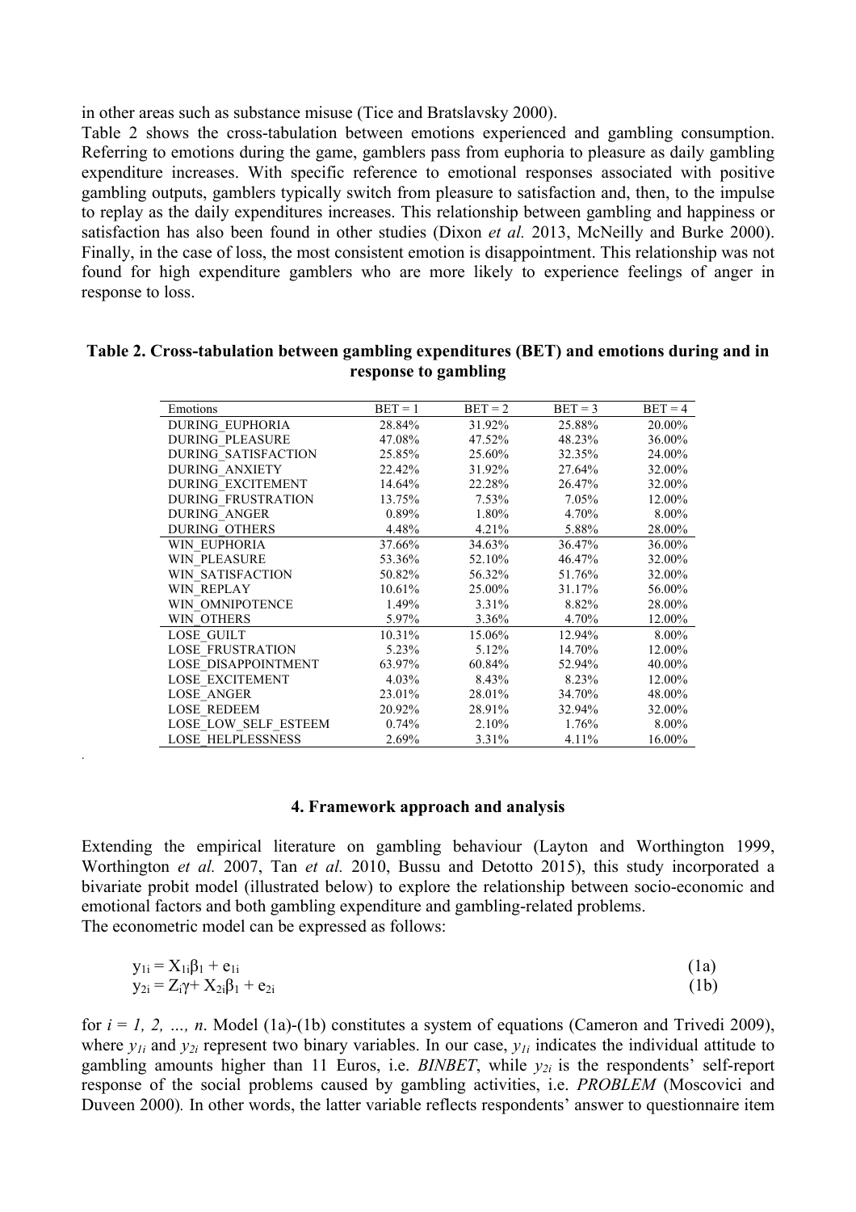in other areas such as substance misuse (Tice and Bratslavsky 2000).

Table 2 shows the cross-tabulation between emotions experienced and gambling consumption. Referring to emotions during the game, gamblers pass from euphoria to pleasure as daily gambling expenditure increases. With specific reference to emotional responses associated with positive gambling outputs, gamblers typically switch from pleasure to satisfaction and, then, to the impulse to replay as the daily expenditures increases. This relationship between gambling and happiness or satisfaction has also been found in other studies (Dixon *et al.* 2013, McNeilly and Burke 2000). Finally, in the case of loss, the most consistent emotion is disappointment. This relationship was not found for high expenditure gamblers who are more likely to experience feelings of anger in response to loss.

**Table 2. Cross-tabulation between gambling expenditures (BET) and emotions during and in response to gambling**

| Emotions | BET = 1 | BET = 2 | BET = 3 | BET = 4 |
|---|---|---|---|---|
| DURING_EUPHORIA | 28.84% | 31.92% | 25.88% | 20.00% |
| DURING_PLEASURE | 47.08% | 47.52% | 48.23% | 36.00% |
| DURING_SATISFACTION | 25.85% | 25.60% | 32.35% | 24.00% |
| DURING_ANXIETY | 22.42% | 31.92% | 27.64% | 32.00% |
| DURING_EXCITEMENT | 14.64% | 22.28% | 26.47% | 32.00% |
| DURING_FRUSTRATION | 13.75% | 7.53% | 7.05% | 12.00% |
| DURING_ANGER | 0.89% | 1.80% | 4.70% | 8.00% |
| DURING_OTHERS | 4.48% | 4.21% | 5.88% | 28.00% |
| WIN_EUPHORIA | 37.66% | 34.63% | 36.47% | 36.00% |
| WIN_PLEASURE | 53.36% | 52.10% | 46.47% | 32.00% |
| WIN_SATISFACTION | 50.82% | 56.32% | 51.76% | 32.00% |
| WIN_REPLAY | 10.61% | 25.00% | 31.17% | 56.00% |
| WIN_OMNIPOTENCE | 1.49% | 3.31% | 8.82% | 28.00% |
| WIN_OTHERS | 5.97% | 3.36% | 4.70% | 12.00% |
| LOSE_GUILT | 10.31% | 15.06% | 12.94% | 8.00% |
| LOSE_FRUSTRATION | 5.23% | 5.12% | 14.70% | 12.00% |
| LOSE_DISAPPOINTMENT | 63.97% | 60.84% | 52.94% | 40.00% |
| LOSE_EXCITEMENT | 4.03% | 8.43% | 8.23% | 12.00% |
| LOSE_ANGER | 23.01% | 28.01% | 34.70% | 48.00% |
| LOSE_REDEEM | 20.92% | 28.91% | 32.94% | 32.00% |
| LOSE_LOW_SELF_ESTEEM | 0.74% | 2.10% | 1.76% | 8.00% |
| LOSE_HELPLESSNESS | 2.69% | 3.31% | 4.11% | 16.00% |

## 4. Framework approach and analysis

Extending the empirical literature on gambling behaviour (Layton and Worthington 1999, Worthington *et al.* 2007, Tan *et al.* 2010, Bussu and Detotto 2015), this study incorporated a bivariate probit model (illustrated below) to explore the relationship between socio-economic and emotional factors and both gambling expenditure and gambling-related problems.

The econometric model can be expressed as follows:

$$y_{1i} = X_{1i}\beta_1 + e_{1i} \tag{1a}$$

$$y_{2i} = Z_i\gamma + X_{2i}\beta_1 + e_{2i} \tag{1b}$$

for $i = 1, 2, \ldots, n$. Model (1a)-(1b) constitutes a system of equations (Cameron and Trivedi 2009), where $y_{1i}$ and $y_{2i}$ represent two binary variables. In our case, $y_{1i}$ indicates the individual attitude to gambling amounts higher than 11 Euros, i.e. *BINBET*, while $y_{2i}$ is the respondents' self-report response of the social problems caused by gambling activities, i.e. *PROBLEM* (Moscovici and Duveen 2000). In other words, the latter variable reflects respondents' answer to questionnaire item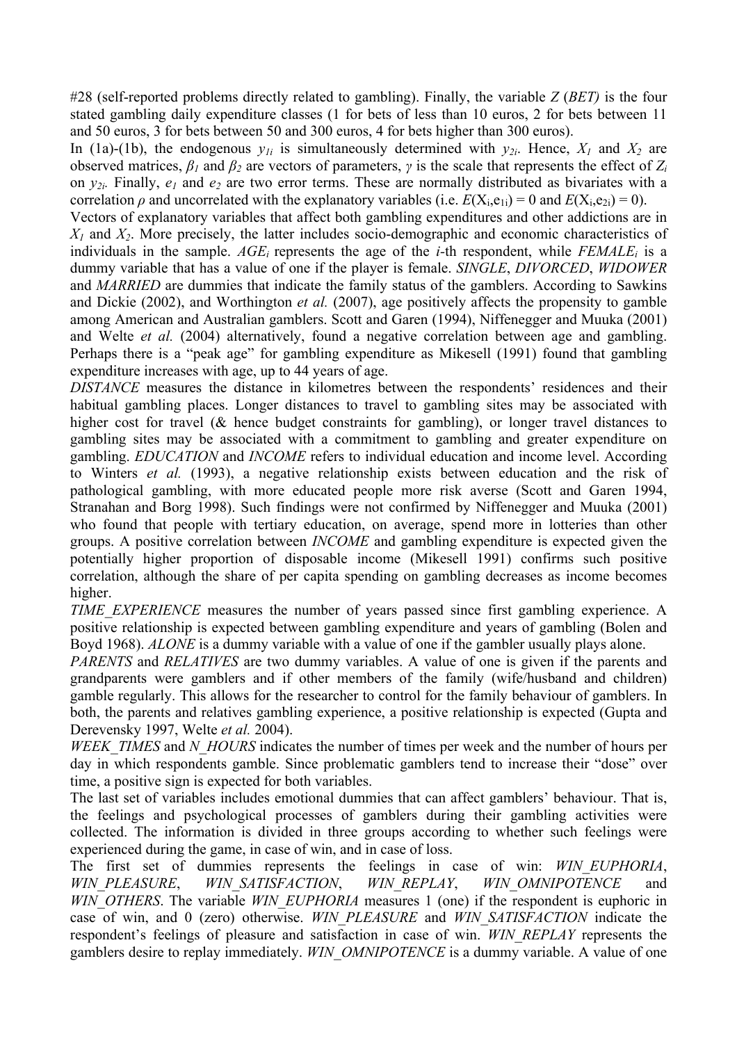#28 (self-reported problems directly related to gambling). Finally, the variable $Z$ (*BET)* is the four stated gambling daily expenditure classes (1 for bets of less than 10 euros, 2 for bets between 11 and 50 euros, 3 for bets between 50 and 300 euros, 4 for bets higher than 300 euros).

In (1a)-(1b), the endogenous $y_{1i}$ is simultaneously determined with $y_{2i}$. Hence, $X_1$ and $X_2$ are observed matrices, $\beta_1$ and $\beta_2$ are vectors of parameters, $\gamma$ is the scale that represents the effect of $Z_i$ on $y_{2i}$. Finally, $e_1$ and $e_2$ are two error terms. These are normally distributed as bivariates with a correlation $\rho$ and uncorrelated with the explanatory variables (i.e. $E(X_i,e_{1i}) = 0$ and $E(X_i,e_{2i}) = 0$).

Vectors of explanatory variables that affect both gambling expenditures and other addictions are in $X_1$ and $X_2$. More precisely, the latter includes socio-demographic and economic characteristics of individuals in the sample. $AGE_i$ represents the age of the $i$-th respondent, while $FEMALE_i$ is a dummy variable that has a value of one if the player is female. *SINGLE*, *DIVORCED*, *WIDOWER* and *MARRIED* are dummies that indicate the family status of the gamblers. According to Sawkins and Dickie (2002), and Worthington *et al.* (2007), age positively affects the propensity to gamble among American and Australian gamblers. Scott and Garen (1994), Niffenegger and Muuka (2001) and Welte *et al.* (2004) alternatively, found a negative correlation between age and gambling. Perhaps there is a "peak age" for gambling expenditure as Mikesell (1991) found that gambling expenditure increases with age, up to 44 years of age.

*DISTANCE* measures the distance in kilometres between the respondents' residences and their habitual gambling places. Longer distances to travel to gambling sites may be associated with higher cost for travel (& hence budget constraints for gambling), or longer travel distances to gambling sites may be associated with a commitment to gambling and greater expenditure on gambling. *EDUCATION* and *INCOME* refers to individual education and income level. According to Winters *et al.* (1993), a negative relationship exists between education and the risk of pathological gambling, with more educated people more risk averse (Scott and Garen 1994, Stranahan and Borg 1998). Such findings were not confirmed by Niffenegger and Muuka (2001) who found that people with tertiary education, on average, spend more in lotteries than other groups. A positive correlation between *INCOME* and gambling expenditure is expected given the potentially higher proportion of disposable income (Mikesell 1991) confirms such positive correlation, although the share of per capita spending on gambling decreases as income becomes higher.

*TIME_EXPERIENCE* measures the number of years passed since first gambling experience. A positive relationship is expected between gambling expenditure and years of gambling (Bolen and Boyd 1968). *ALONE* is a dummy variable with a value of one if the gambler usually plays alone.

*PARENTS* and *RELATIVES* are two dummy variables. A value of one is given if the parents and grandparents were gamblers and if other members of the family (wife/husband and children) gamble regularly. This allows for the researcher to control for the family behaviour of gamblers. In both, the parents and relatives gambling experience, a positive relationship is expected (Gupta and Derevensky 1997, Welte *et al.* 2004).

*WEEK_TIMES* and *N_HOURS* indicates the number of times per week and the number of hours per day in which respondents gamble. Since problematic gamblers tend to increase their "dose" over time, a positive sign is expected for both variables.

The last set of variables includes emotional dummies that can affect gamblers' behaviour. That is, the feelings and psychological processes of gamblers during their gambling activities were collected. The information is divided in three groups according to whether such feelings were experienced during the game, in case of win, and in case of loss.

The first set of dummies represents the feelings in case of win: *WIN_EUPHORIA*, *WIN_PLEASURE*, *WIN_SATISFACTION*, *WIN_REPLAY*, *WIN_OMNIPOTENCE* and *WIN_OTHERS*. The variable *WIN_EUPHORIA* measures 1 (one) if the respondent is euphoric in case of win, and 0 (zero) otherwise. *WIN_PLEASURE* and *WIN_SATISFACTION* indicate the respondent's feelings of pleasure and satisfaction in case of win. *WIN_REPLAY* represents the gamblers desire to replay immediately. *WIN_OMNIPOTENCE* is a dummy variable. A value of one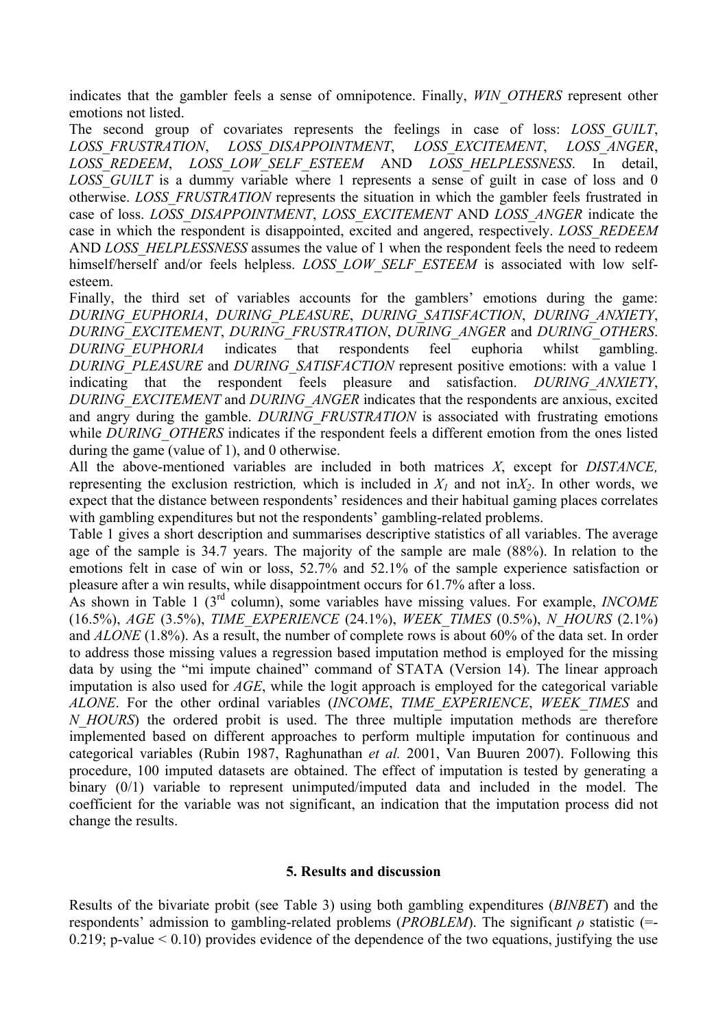indicates that the gambler feels a sense of omnipotence. Finally, *WIN_OTHERS* represent other emotions not listed.

The second group of covariates represents the feelings in case of loss: *LOSS_GUILT*, *LOSS_FRUSTRATION*, *LOSS_DISAPPOINTMENT*, *LOSS_EXCITEMENT*, *LOSS_ANGER*, *LOSS_REDEEM*, *LOSS_LOW_SELF_ESTEEM* AND *LOSS_HELPLESSNESS*. In detail, *LOSS_GUILT* is a dummy variable where 1 represents a sense of guilt in case of loss and 0 otherwise. *LOSS_FRUSTRATION* represents the situation in which the gambler feels frustrated in case of loss. *LOSS_DISAPPOINTMENT*, *LOSS_EXCITEMENT* AND *LOSS_ANGER* indicate the case in which the respondent is disappointed, excited and angered, respectively. *LOSS_REDEEM* AND *LOSS_HELPLESSNESS* assumes the value of 1 when the respondent feels the need to redeem himself/herself and/or feels helpless. *LOSS_LOW_SELF_ESTEEM* is associated with low self-esteem.

Finally, the third set of variables accounts for the gamblers' emotions during the game: *DURING_EUPHORIA*, *DURING_PLEASURE*, *DURING_SATISFACTION*, *DURING_ANXIETY*, *DURING_EXCITEMENT*, *DURING_FRUSTRATION*, *DURING_ANGER* and *DURING_OTHERS*. *DURING_EUPHORIA* indicates that respondents feel euphoria whilst gambling. *DURING_PLEASURE* and *DURING_SATISFACTION* represent positive emotions: with a value 1 indicating that the respondent feels pleasure and satisfaction. *DURING_ANXIETY*, *DURING_EXCITEMENT* and *DURING_ANGER* indicates that the respondents are anxious, excited and angry during the gamble. *DURING_FRUSTRATION* is associated with frustrating emotions while *DURING_OTHERS* indicates if the respondent feels a different emotion from the ones listed during the game (value of 1), and 0 otherwise.

All the above-mentioned variables are included in both matrices *X*, except for *DISTANCE,* representing the exclusion restriction*,* which is included in $X_1$ and not in$X_2$. In other words, we expect that the distance between respondents' residences and their habitual gaming places correlates with gambling expenditures but not the respondents' gambling-related problems.

Table 1 gives a short description and summarises descriptive statistics of all variables. The average age of the sample is 34.7 years. The majority of the sample are male (88%). In relation to the emotions felt in case of win or loss, 52.7% and 52.1% of the sample experience satisfaction or pleasure after a win results, while disappointment occurs for 61.7% after a loss.

As shown in Table 1 (3rd column), some variables have missing values. For example, *INCOME* (16.5%), *AGE* (3.5%), *TIME_EXPERIENCE* (24.1%), *WEEK_TIMES* (0.5%), *N_HOURS* (2.1%) and *ALONE* (1.8%). As a result, the number of complete rows is about 60% of the data set. In order to address those missing values a regression based imputation method is employed for the missing data by using the "mi impute chained" command of STATA (Version 14). The linear approach imputation is also used for *AGE*, while the logit approach is employed for the categorical variable *ALONE*. For the other ordinal variables (*INCOME*, *TIME_EXPERIENCE*, *WEEK_TIMES* and *N_HOURS*) the ordered probit is used. The three multiple imputation methods are therefore implemented based on different approaches to perform multiple imputation for continuous and categorical variables (Rubin 1987, Raghunathan *et al.* 2001, Van Buuren 2007). Following this procedure, 100 imputed datasets are obtained. The effect of imputation is tested by generating a binary (0/1) variable to represent unimputed/imputed data and included in the model. The coefficient for the variable was not significant, an indication that the imputation process did not change the results.

## 5. Results and discussion

Results of the bivariate probit (see Table 3) using both gambling expenditures (*BINBET*) and the respondents' admission to gambling-related problems (*PROBLEM*). The significant $\rho$ statistic (=-0.219; p-value < 0.10) provides evidence of the dependence of the two equations, justifying the use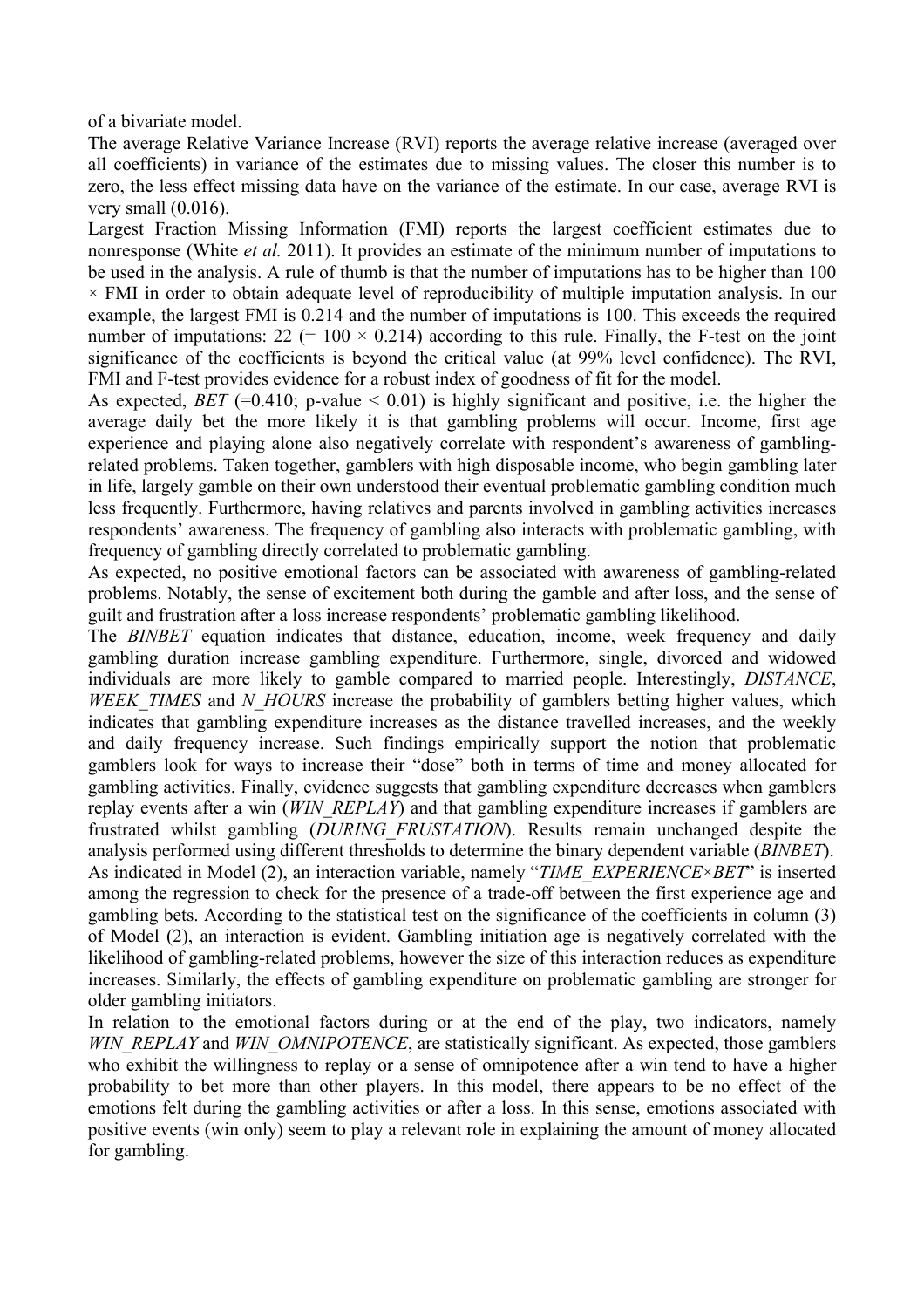of a bivariate model.

The average Relative Variance Increase (RVI) reports the average relative increase (averaged over all coefficients) in variance of the estimates due to missing values. The closer this number is to zero, the less effect missing data have on the variance of the estimate. In our case, average RVI is very small (0.016).

Largest Fraction Missing Information (FMI) reports the largest coefficient estimates due to nonresponse (White *et al.* 2011). It provides an estimate of the minimum number of imputations to be used in the analysis. A rule of thumb is that the number of imputations has to be higher than 100 × FMI in order to obtain adequate level of reproducibility of multiple imputation analysis. In our example, the largest FMI is 0.214 and the number of imputations is 100. This exceeds the required number of imputations: 22 (= 100 × 0.214) according to this rule. Finally, the F-test on the joint significance of the coefficients is beyond the critical value (at 99% level confidence). The RVI, FMI and F-test provides evidence for a robust index of goodness of fit for the model.

As expected, *BET* (=0.410; p-value < 0.01) is highly significant and positive, i.e. the higher the average daily bet the more likely it is that gambling problems will occur. Income, first age experience and playing alone also negatively correlate with respondent's awareness of gambling-related problems. Taken together, gamblers with high disposable income, who begin gambling later in life, largely gamble on their own understood their eventual problematic gambling condition much less frequently. Furthermore, having relatives and parents involved in gambling activities increases respondents' awareness. The frequency of gambling also interacts with problematic gambling, with frequency of gambling directly correlated to problematic gambling.

As expected, no positive emotional factors can be associated with awareness of gambling-related problems. Notably, the sense of excitement both during the gamble and after loss, and the sense of guilt and frustration after a loss increase respondents' problematic gambling likelihood.

The *BINBET* equation indicates that distance, education, income, week frequency and daily gambling duration increase gambling expenditure. Furthermore, single, divorced and widowed individuals are more likely to gamble compared to married people. Interestingly, *DISTANCE*, *WEEK_TIMES* and *N_HOURS* increase the probability of gamblers betting higher values, which indicates that gambling expenditure increases as the distance travelled increases, and the weekly and daily frequency increase. Such findings empirically support the notion that problematic gamblers look for ways to increase their "dose" both in terms of time and money allocated for gambling activities. Finally, evidence suggests that gambling expenditure decreases when gamblers replay events after a win (*WIN_REPLAY*) and that gambling expenditure increases if gamblers are frustrated whilst gambling (*DURING_FRUSTATION*). Results remain unchanged despite the analysis performed using different thresholds to determine the binary dependent variable (*BINBET*).

As indicated in Model (2), an interaction variable, namely "*TIME_EXPERIENCE×BET*" is inserted among the regression to check for the presence of a trade-off between the first experience age and gambling bets. According to the statistical test on the significance of the coefficients in column (3) of Model (2), an interaction is evident. Gambling initiation age is negatively correlated with the likelihood of gambling-related problems, however the size of this interaction reduces as expenditure increases. Similarly, the effects of gambling expenditure on problematic gambling are stronger for older gambling initiators.

In relation to the emotional factors during or at the end of the play, two indicators, namely *WIN_REPLAY* and *WIN_OMNIPOTENCE*, are statistically significant. As expected, those gamblers who exhibit the willingness to replay or a sense of omnipotence after a win tend to have a higher probability to bet more than other players. In this model, there appears to be no effect of the emotions felt during the gambling activities or after a loss. In this sense, emotions associated with positive events (win only) seem to play a relevant role in explaining the amount of money allocated for gambling.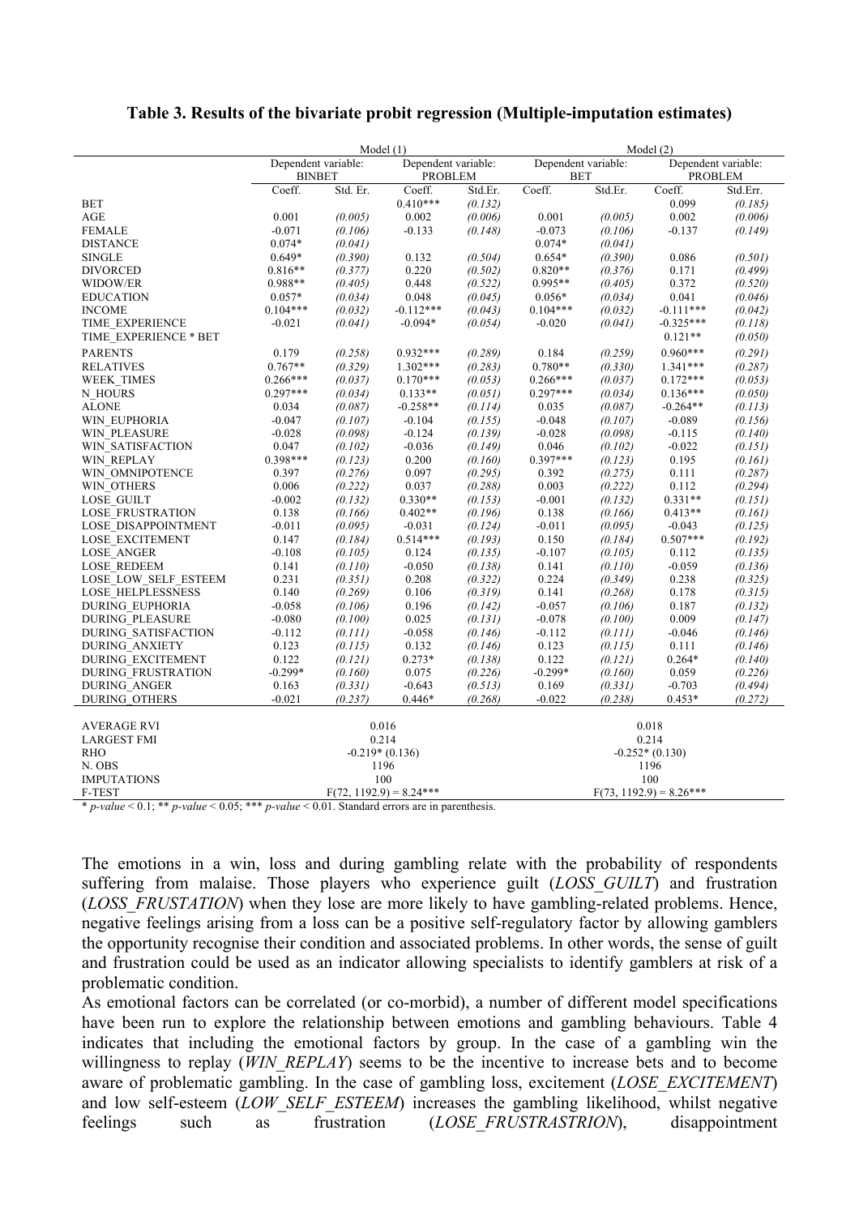**Table 3. Results of the bivariate probit regression (Multiple-imputation estimates)**

| | Model (1) | | | | Model (2) | | | |
|---|---|---|---|---|---|---|---|---|
| | Dependent variable: BINBET | | Dependent variable: PROBLEM | | Dependent variable: BET | | Dependent variable: PROBLEM | |
| | Coeff. | Std. Er. | Coeff. | Std.Er. | Coeff. | Std.Er. | Coeff. | Std.Err. |
| BET | | | 0.410*** | *(0.132)* | | | 0.099 | *(0.185)* |
| AGE | 0.001 | *(0.005)* | 0.002 | *(0.006)* | 0.001 | *(0.005)* | 0.002 | *(0.006)* |
| FEMALE | -0.071 | *(0.106)* | -0.133 | *(0.148)* | -0.073 | *(0.106)* | -0.137 | *(0.149)* |
| DISTANCE | 0.074* | *(0.041)* | | | 0.074* | *(0.041)* | | |
| SINGLE | 0.649* | *(0.390)* | 0.132 | *(0.504)* | 0.654* | *(0.390)* | 0.086 | *(0.501)* |
| DIVORCED | 0.816** | *(0.377)* | 0.220 | *(0.502)* | 0.820** | *(0.376)* | 0.171 | *(0.499)* |
| WIDOW/ER | 0.988** | *(0.405)* | 0.448 | *(0.522)* | 0.995** | *(0.405)* | 0.372 | *(0.520)* |
| EDUCATION | 0.057* | *(0.034)* | 0.048 | *(0.045)* | 0.056* | *(0.034)* | 0.041 | *(0.046)* |
| INCOME | 0.104*** | *(0.032)* | -0.112*** | *(0.043)* | 0.104*** | *(0.032)* | -0.111*** | *(0.042)* |
| TIME_EXPERIENCE | -0.021 | *(0.041)* | -0.094* | *(0.054)* | -0.020 | *(0.041)* | -0.325*** | *(0.118)* |
| TIME_EXPERIENCE * BET | | | | | | | 0.121** | *(0.050)* |
| PARENTS | 0.179 | *(0.258)* | 0.932*** | *(0.289)* | 0.184 | *(0.259)* | 0.960*** | *(0.291)* |
| RELATIVES | 0.767** | *(0.329)* | 1.302*** | *(0.283)* | 0.780** | *(0.330)* | 1.341*** | *(0.287)* |
| WEEK_TIMES | 0.266*** | *(0.037)* | 0.170*** | *(0.053)* | 0.266*** | *(0.037)* | 0.172*** | *(0.053)* |
| N_HOURS | 0.297*** | *(0.034)* | 0.133** | *(0.051)* | 0.297*** | *(0.034)* | 0.136*** | *(0.050)* |
| ALONE | 0.034 | *(0.087)* | -0.258** | *(0.114)* | 0.035 | *(0.087)* | -0.264** | *(0.113)* |
| WIN_EUPHORIA | -0.047 | *(0.107)* | -0.104 | *(0.155)* | -0.048 | *(0.107)* | -0.089 | *(0.156)* |
| WIN_PLEASURE | -0.028 | *(0.098)* | -0.124 | *(0.139)* | -0.028 | *(0.098)* | -0.115 | *(0.140)* |
| WIN_SATISFACTION | 0.047 | *(0.102)* | -0.036 | *(0.149)* | 0.046 | *(0.102)* | -0.022 | *(0.151)* |
| WIN_REPLAY | 0.398*** | *(0.123)* | 0.200 | *(0.160)* | 0.397*** | *(0.123)* | 0.195 | *(0.161)* |
| WIN_OMNIPOTENCE | 0.397 | *(0.276)* | 0.097 | *(0.295)* | 0.392 | *(0.275)* | 0.111 | *(0.287)* |
| WIN_OTHERS | 0.006 | *(0.222)* | 0.037 | *(0.288)* | 0.003 | *(0.222)* | 0.112 | *(0.294)* |
| LOSE_GUILT | -0.002 | *(0.132)* | 0.330** | *(0.153)* | -0.001 | *(0.132)* | 0.331** | *(0.151)* |
| LOSE_FRUSTRATION | 0.138 | *(0.166)* | 0.402** | *(0.196)* | 0.138 | *(0.166)* | 0.413** | *(0.161)* |
| LOSE_DISAPPOINTMENT | -0.011 | *(0.095)* | -0.031 | *(0.124)* | -0.011 | *(0.095)* | -0.043 | *(0.125)* |
| LOSE_EXCITEMENT | 0.147 | *(0.184)* | 0.514*** | *(0.193)* | 0.150 | *(0.184)* | 0.507*** | *(0.192)* |
| LOSE_ANGER | -0.108 | *(0.105)* | 0.124 | *(0.135)* | -0.107 | *(0.105)* | 0.112 | *(0.135)* |
| LOSE_REDEEM | 0.141 | *(0.110)* | -0.050 | *(0.138)* | 0.141 | *(0.110)* | -0.059 | *(0.136)* |
| LOSE_LOW_SELF_ESTEEM | 0.231 | *(0.351)* | 0.208 | *(0.322)* | 0.224 | *(0.349)* | 0.238 | *(0.325)* |
| LOSE_HELPLESSNESS | 0.140 | *(0.269)* | 0.106 | *(0.319)* | 0.141 | *(0.268)* | 0.178 | *(0.315)* |
| DURING_EUPHORIA | -0.058 | *(0.106)* | 0.196 | *(0.142)* | -0.057 | *(0.106)* | 0.187 | *(0.132)* |
| DURING_PLEASURE | -0.080 | *(0.100)* | 0.025 | *(0.131)* | -0.078 | *(0.100)* | 0.009 | *(0.147)* |
| DURING_SATISFACTION | -0.112 | *(0.111)* | -0.058 | *(0.146)* | -0.112 | *(0.111)* | -0.046 | *(0.146)* |
| DURING_ANXIETY | 0.123 | *(0.115)* | 0.132 | *(0.146)* | 0.123 | *(0.115)* | 0.111 | *(0.146)* |
| DURING_EXCITEMENT | 0.122 | *(0.121)* | 0.273* | *(0.138)* | 0.122 | *(0.121)* | 0.264* | *(0.140)* |
| DURING_FRUSTRATION | -0.299* | *(0.160)* | 0.075 | *(0.226)* | -0.299* | *(0.160)* | 0.059 | *(0.226)* |
| DURING_ANGER | 0.163 | *(0.331)* | -0.643 | *(0.513)* | 0.169 | *(0.331)* | -0.703 | *(0.494)* |
| DURING_OTHERS | -0.021 | *(0.237)* | 0.446* | *(0.268)* | -0.022 | *(0.238)* | 0.453* | *(0.272)* |
| AVERAGE RVI | 0.016 | | | | 0.018 | | | |
| LARGEST FMI | 0.214 | | | | 0.214 | | | |
| RHO | -0.219* (0.136) | | | | -0.252* (0.130) | | | |
| N. OBS | 1196 | | | | 1196 | | | |
| IMPUTATIONS | 100 | | | | 100 | | | |
| F-TEST | F(72, 1192.9) = 8.24*** | | | | F(73, 1192.9) = 8.26*** | | | |

\* *p-value* < 0.1; ** *p-value* < 0.05; *** *p-value* < 0.01. Standard errors are in parenthesis.

The emotions in a win, loss and during gambling relate with the probability of respondents suffering from malaise. Those players who experience guilt (*LOSS_GUILT*) and frustration (*LOSS_FRUSTATION*) when they lose are more likely to have gambling-related problems. Hence, negative feelings arising from a loss can be a positive self-regulatory factor by allowing gamblers the opportunity recognise their condition and associated problems. In other words, the sense of guilt and frustration could be used as an indicator allowing specialists to identify gamblers at risk of a problematic condition.

As emotional factors can be correlated (or co-morbid), a number of different model specifications have been run to explore the relationship between emotions and gambling behaviours. Table 4 indicates that including the emotional factors by group. In the case of a gambling win the willingness to replay (*WIN_REPLAY*) seems to be the incentive to increase bets and to become aware of problematic gambling. In the case of gambling loss, excitement (*LOSE_EXCITEMENT*) and low self-esteem (*LOW_SELF_ESTEEM*) increases the gambling likelihood, whilst negative feelings such as frustration (*LOSE_FRUSTRASTRION*), disappointment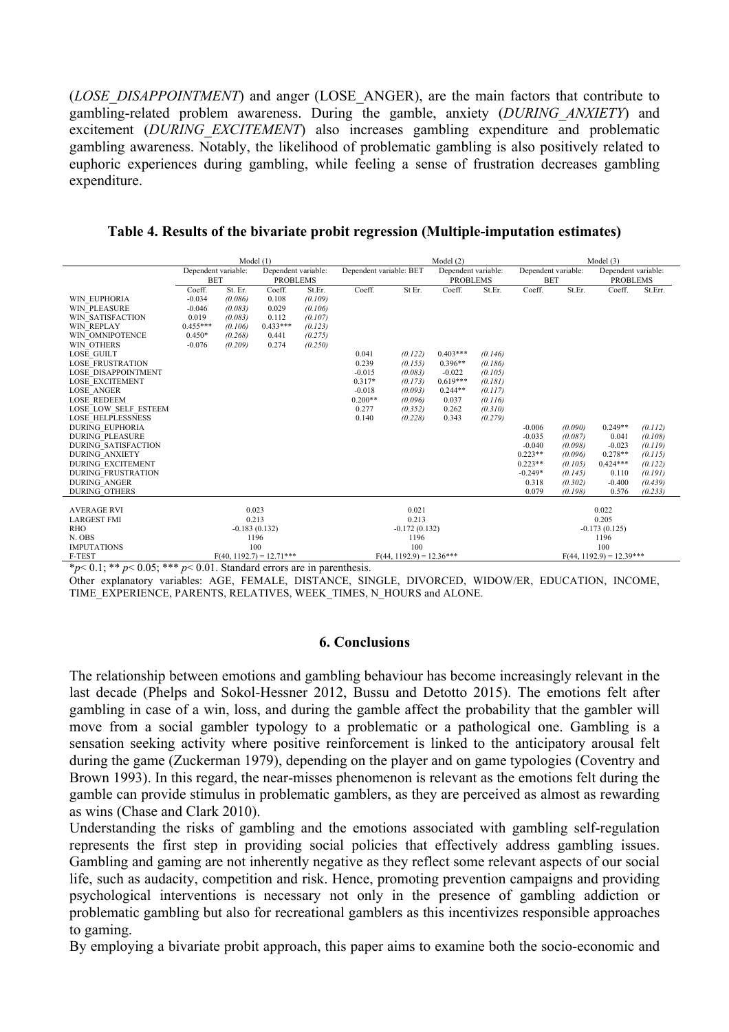(*LOSE_DISAPPOINTMENT*) and anger (LOSE_ANGER), are the main factors that contribute to gambling-related problem awareness. During the gamble, anxiety (*DURING_ANXIETY*) and excitement (*DURING_EXCITEMENT*) also increases gambling expenditure and problematic gambling awareness. Notably, the likelihood of problematic gambling is also positively related to euphoric experiences during gambling, while feeling a sense of frustration decreases gambling expenditure.

**Table 4. Results of the bivariate probit regression (Multiple-imputation estimates)**

| | Model (1) | | | | Model (2) | | | | Model (3) | | | |
|---|---|---|---|---|---|---|---|---|---|---|---|---|
| | Dependent variable: BET | | Dependent variable: PROBLEMS | | Dependent variable: BET | | Dependent variable: PROBLEMS | | Dependent variable: BET | | Dependent variable: PROBLEMS | |
| | Coeff. | St. Er. | Coeff. | St.Er. | Coeff. | St Er. | Coeff. | St.Er. | Coeff. | St.Er. | Coeff. | St.Err. |
| WIN_EUPHORIA | -0.034 | *(0.086)* | 0.108 | *(0.109)* | | | | | | | | |
| WIN_PLEASURE | -0.046 | *(0.083)* | 0.029 | *(0.106)* | | | | | | | | |
| WIN_SATISFACTION | 0.019 | *(0.083)* | 0.112 | *(0.107)* | | | | | | | | |
| WIN_REPLAY | 0.455*** | *(0.106)* | 0.433*** | *(0.123)* | | | | | | | | |
| WIN_OMNIPOTENCE | 0.450* | *(0.268)* | 0.441 | *(0.275)* | | | | | | | | |
| WIN_OTHERS | -0.076 | *(0.209)* | 0.274 | *(0.250)* | | | | | | | | |
| LOSE_GUILT | | | | | 0.041 | *(0.122)* | 0.403*** | *(0.146)* | | | | |
| LOSE_FRUSTRATION | | | | | 0.239 | *(0.155)* | 0.396** | *(0.186)* | | | | |
| LOSE_DISAPPOINTMENT | | | | | -0.015 | *(0.083)* | -0.022 | *(0.105)* | | | | |
| LOSE_EXCITEMENT | | | | | 0.317* | *(0.173)* | 0.619*** | *(0.181)* | | | | |
| LOSE_ANGER | | | | | -0.018 | *(0.093)* | 0.244** | *(0.117)* | | | | |
| LOSE_REDEEM | | | | | 0.200** | *(0.096)* | 0.037 | *(0.116)* | | | | |
| LOSE_LOW_SELF_ESTEEM | | | | | 0.277 | *(0.352)* | 0.262 | *(0.310)* | | | | |
| LOSE_HELPLESSNESS | | | | | 0.140 | *(0.228)* | 0.343 | *(0.279)* | | | | |
| DURING_EUPHORIA | | | | | | | | | -0.006 | *(0.090)* | 0.249** | *(0.112)* |
| DURING_PLEASURE | | | | | | | | | -0.035 | *(0.087)* | 0.041 | *(0.108)* |
| DURING_SATISFACTION | | | | | | | | | -0.040 | *(0.098)* | -0.023 | *(0.119)* |
| DURING_ANXIETY | | | | | | | | | 0.223** | *(0.096)* | 0.278** | *(0.115)* |
| DURING_EXCITEMENT | | | | | | | | | 0.223** | *(0.105)* | 0.424*** | *(0.122)* |
| DURING_FRUSTRATION | | | | | | | | | -0.249* | *(0.145)* | 0.110 | *(0.191)* |
| DURING_ANGER | | | | | | | | | 0.318 | *(0.302)* | -0.400 | *(0.439)* |
| DURING_OTHERS | | | | | | | | | 0.079 | *(0.198)* | 0.576 | *(0.233)* |
| AVERAGE RVI | 0.023 | | | | 0.021 | | | | 0.022 | | | |
| LARGEST FMI | 0.213 | | | | 0.213 | | | | 0.205 | | | |
| RHO | -0.183 (0.132) | | | | -0.172 (0.132) | | | | -0.173 (0.125) | | | |
| N. OBS | 1196 | | | | 1196 | | | | 1196 | | | |
| IMPUTATIONS | 100 | | | | 100 | | | | 100 | | | |
| F-TEST | $F(40, 1192.7) = 12.71$*** | | | | $F(44, 1192.9) = 12.36$*** | | | | $F(44, 1192.9) = 12.39$*** | | | |

*$p < 0.1$; ** $p < 0.05$; *** $p < 0.01$. Standard errors are in parenthesis.

Other explanatory variables: AGE, FEMALE, DISTANCE, SINGLE, DIVORCED, WIDOW/ER, EDUCATION, INCOME, TIME_EXPERIENCE, PARENTS, RELATIVES, WEEK_TIMES, N_HOURS and ALONE.

## 6. Conclusions

The relationship between emotions and gambling behaviour has become increasingly relevant in the last decade (Phelps and Sokol-Hessner 2012, Bussu and Detotto 2015). The emotions felt after gambling in case of a win, loss, and during the gamble affect the probability that the gambler will move from a social gambler typology to a problematic or a pathological one. Gambling is a sensation seeking activity where positive reinforcement is linked to the anticipatory arousal felt during the game (Zuckerman 1979), depending on the player and on game typologies (Coventry and Brown 1993). In this regard, the near-misses phenomenon is relevant as the emotions felt during the gamble can provide stimulus in problematic gamblers, as they are perceived as almost as rewarding as wins (Chase and Clark 2010).

Understanding the risks of gambling and the emotions associated with gambling self-regulation represents the first step in providing social policies that effectively address gambling issues. Gambling and gaming are not inherently negative as they reflect some relevant aspects of our social life, such as audacity, competition and risk. Hence, promoting prevention campaigns and providing psychological interventions is necessary not only in the presence of gambling addiction or problematic gambling but also for recreational gamblers as this incentivizes responsible approaches to gaming.

By employing a bivariate probit approach, this paper aims to examine both the socio-economic and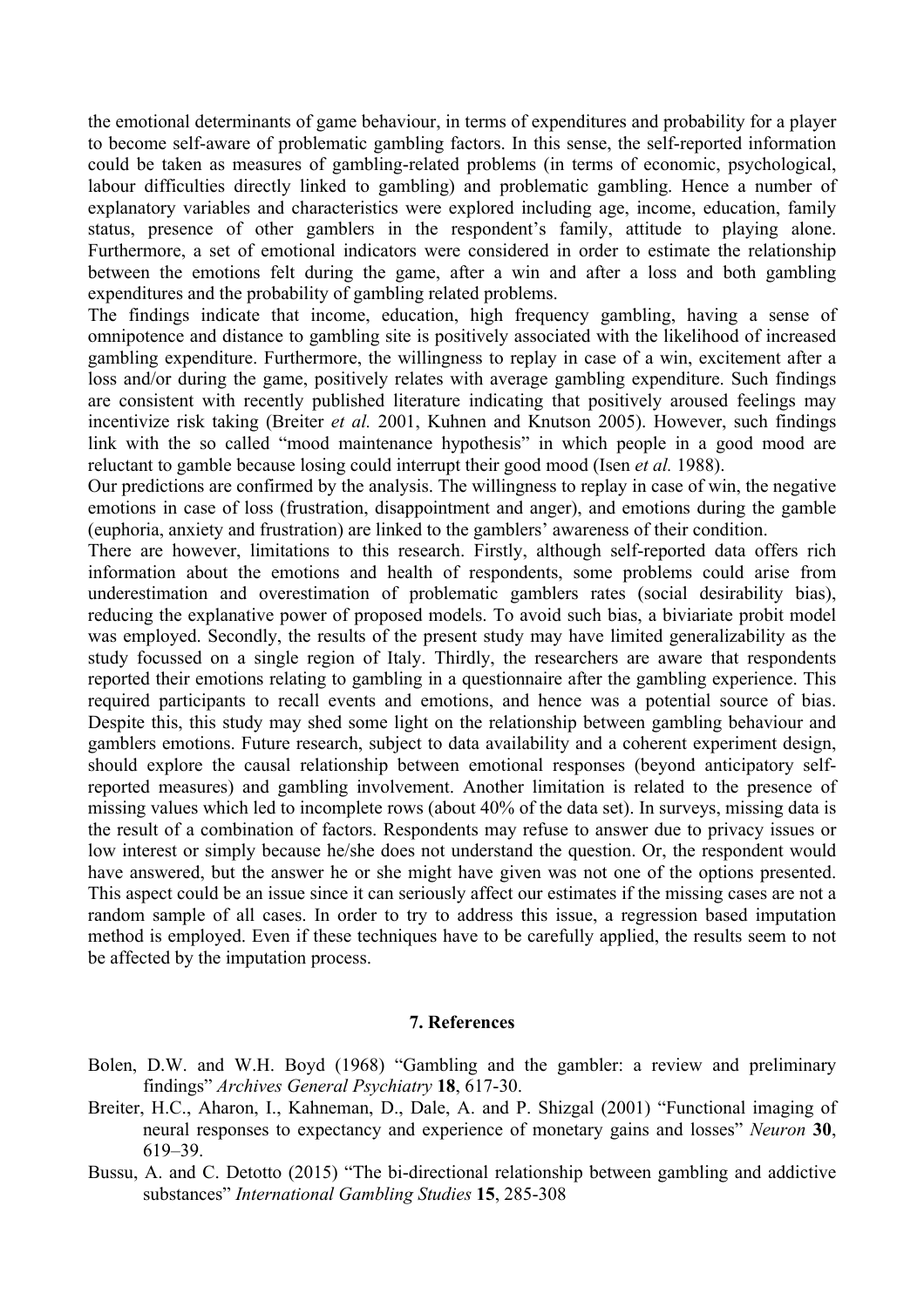the emotional determinants of game behaviour, in terms of expenditures and probability for a player to become self-aware of problematic gambling factors. In this sense, the self-reported information could be taken as measures of gambling-related problems (in terms of economic, psychological, labour difficulties directly linked to gambling) and problematic gambling. Hence a number of explanatory variables and characteristics were explored including age, income, education, family status, presence of other gamblers in the respondent's family, attitude to playing alone. Furthermore, a set of emotional indicators were considered in order to estimate the relationship between the emotions felt during the game, after a win and after a loss and both gambling expenditures and the probability of gambling related problems.

The findings indicate that income, education, high frequency gambling, having a sense of omnipotence and distance to gambling site is positively associated with the likelihood of increased gambling expenditure. Furthermore, the willingness to replay in case of a win, excitement after a loss and/or during the game, positively relates with average gambling expenditure. Such findings are consistent with recently published literature indicating that positively aroused feelings may incentivize risk taking (Breiter *et al.* 2001, Kuhnen and Knutson 2005). However, such findings link with the so called "mood maintenance hypothesis" in which people in a good mood are reluctant to gamble because losing could interrupt their good mood (Isen *et al.* 1988).

Our predictions are confirmed by the analysis. The willingness to replay in case of win, the negative emotions in case of loss (frustration, disappointment and anger), and emotions during the gamble (euphoria, anxiety and frustration) are linked to the gamblers' awareness of their condition.

There are however, limitations to this research. Firstly, although self-reported data offers rich information about the emotions and health of respondents, some problems could arise from underestimation and overestimation of problematic gamblers rates (social desirability bias), reducing the explanative power of proposed models. To avoid such bias, a biviariate probit model was employed. Secondly, the results of the present study may have limited generalizability as the study focussed on a single region of Italy. Thirdly, the researchers are aware that respondents reported their emotions relating to gambling in a questionnaire after the gambling experience. This required participants to recall events and emotions, and hence was a potential source of bias. Despite this, this study may shed some light on the relationship between gambling behaviour and gamblers emotions. Future research, subject to data availability and a coherent experiment design, should explore the causal relationship between emotional responses (beyond anticipatory self-reported measures) and gambling involvement. Another limitation is related to the presence of missing values which led to incomplete rows (about 40% of the data set). In surveys, missing data is the result of a combination of factors. Respondents may refuse to answer due to privacy issues or low interest or simply because he/she does not understand the question. Or, the respondent would have answered, but the answer he or she might have given was not one of the options presented. This aspect could be an issue since it can seriously affect our estimates if the missing cases are not a random sample of all cases. In order to try to address this issue, a regression based imputation method is employed. Even if these techniques have to be carefully applied, the results seem to not be affected by the imputation process.

## 7. References

Bolen, D.W. and W.H. Boyd (1968) "Gambling and the gambler: a review and preliminary findings" *Archives General Psychiatry* **18**, 617-30.

Breiter, H.C., Aharon, I., Kahneman, D., Dale, A. and P. Shizgal (2001) "Functional imaging of neural responses to expectancy and experience of monetary gains and losses" *Neuron* **30**, 619–39.

Bussu, A. and C. Detotto (2015) "The bi-directional relationship between gambling and addictive substances" *International Gambling Studies* **15**, 285-308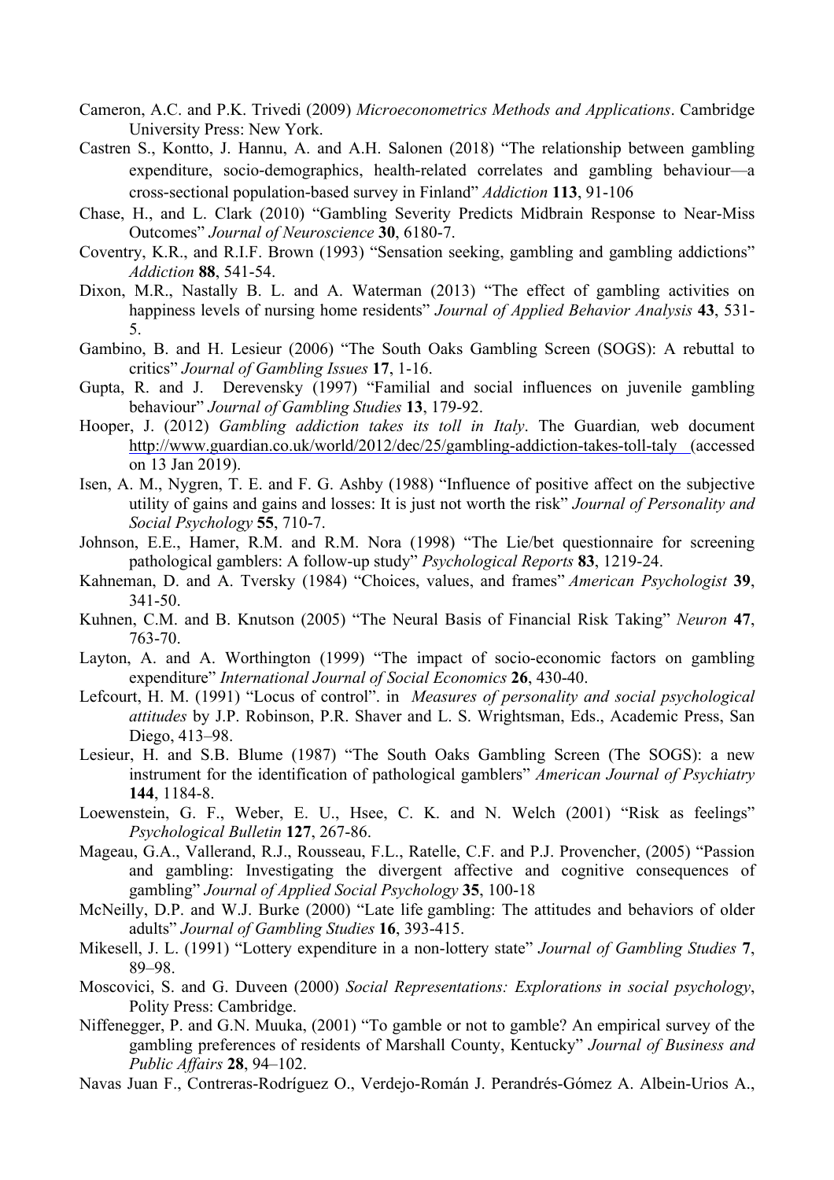Cameron, A.C. and P.K. Trivedi (2009) *Microeconometrics Methods and Applications*. Cambridge University Press: New York.

Castren S., Kontto, J. Hannu, A. and A.H. Salonen (2018) "The relationship between gambling expenditure, socio-demographics, health-related correlates and gambling behaviour—a cross-sectional population-based survey in Finland" *Addiction* **113**, 91-106

Chase, H., and L. Clark (2010) "Gambling Severity Predicts Midbrain Response to Near-Miss Outcomes" *Journal of Neuroscience* **30**, 6180-7.

Coventry, K.R., and R.I.F. Brown (1993) "Sensation seeking, gambling and gambling addictions" *Addiction* **88**, 541-54.

Dixon, M.R., Nastally B. L. and A. Waterman (2013) "The effect of gambling activities on happiness levels of nursing home residents" *Journal of Applied Behavior Analysis* **43**, 531-5.

Gambino, B. and H. Lesieur (2006) "The South Oaks Gambling Screen (SOGS): A rebuttal to critics" *Journal of Gambling Issues* **17**, 1-16.

Gupta, R. and J. Derevensky (1997) "Familial and social influences on juvenile gambling behaviour" *Journal of Gambling Studies* **13**, 179-92.

Hooper, J. (2012) *Gambling addiction takes its toll in Italy*. The Guardian*,* web document http://www.guardian.co.uk/world/2012/dec/25/gambling-addiction-takes-toll-taly (accessed on 13 Jan 2019).

Isen, A. M., Nygren, T. E. and F. G. Ashby (1988) "Influence of positive affect on the subjective utility of gains and gains and losses: It is just not worth the risk" *Journal of Personality and Social Psychology* **55**, 710-7.

Johnson, E.E., Hamer, R.M. and R.M. Nora (1998) "The Lie/bet questionnaire for screening pathological gamblers: A follow-up study" *Psychological Reports* **83**, 1219-24.

Kahneman, D. and A. Tversky (1984) "Choices, values, and frames" *American Psychologist* **39**, 341-50.

Kuhnen, C.M. and B. Knutson (2005) "The Neural Basis of Financial Risk Taking" *Neuron* **47**, 763-70.

Layton, A. and A. Worthington (1999) "The impact of socio-economic factors on gambling expenditure" *International Journal of Social Economics* **26**, 430-40.

Lefcourt, H. M. (1991) "Locus of control". in *Measures of personality and social psychological attitudes* by J.P. Robinson, P.R. Shaver and L. S. Wrightsman, Eds., Academic Press, San Diego, 413–98.

Lesieur, H. and S.B. Blume (1987) "The South Oaks Gambling Screen (The SOGS): a new instrument for the identification of pathological gamblers" *American Journal of Psychiatry* **144**, 1184-8.

Loewenstein, G. F., Weber, E. U., Hsee, C. K. and N. Welch (2001) "Risk as feelings" *Psychological Bulletin* **127**, 267-86.

Mageau, G.A., Vallerand, R.J., Rousseau, F.L., Ratelle, C.F. and P.J. Provencher, (2005) "Passion and gambling: Investigating the divergent affective and cognitive consequences of gambling" *Journal of Applied Social Psychology* **35**, 100-18

McNeilly, D.P. and W.J. Burke (2000) "Late life gambling: The attitudes and behaviors of older adults" *Journal of Gambling Studies* **16**, 393-415.

Mikesell, J. L. (1991) "Lottery expenditure in a non-lottery state" *Journal of Gambling Studies* **7**, 89–98.

Moscovici, S. and G. Duveen (2000) *Social Representations: Explorations in social psychology*, Polity Press: Cambridge.

Niffenegger, P. and G.N. Muuka, (2001) "To gamble or not to gamble? An empirical survey of the gambling preferences of residents of Marshall County, Kentucky" *Journal of Business and Public Affairs* **28**, 94–102.

Navas Juan F., Contreras-Rodríguez O., Verdejo-Román J. Perandrés-Gómez A. Albein-Urios A.,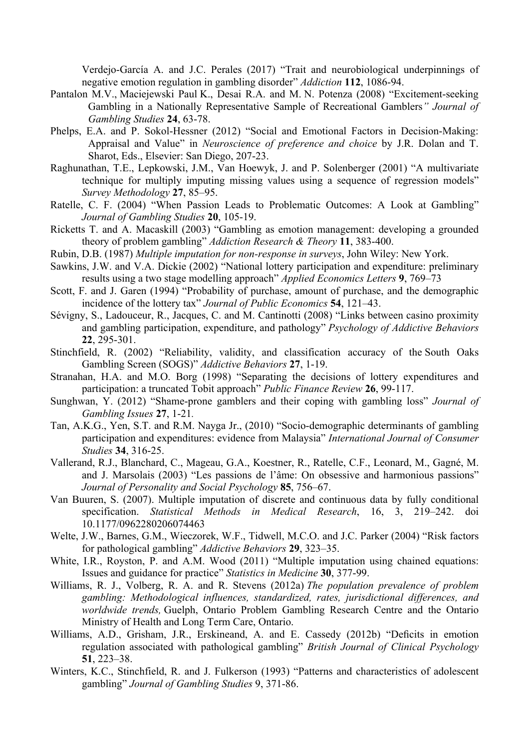Verdejo-García A. and J.C. Perales (2017) "Trait and neurobiological underpinnings of negative emotion regulation in gambling disorder" *Addiction* **112**, 1086-94.

Pantalon M.V., Maciejewski Paul K., Desai R.A. and M. N. Potenza (2008) "Excitement-seeking Gambling in a Nationally Representative Sample of Recreational Gamblers*" Journal of Gambling Studies* **24**, 63-78.

Phelps, E.A. and P. Sokol-Hessner (2012) "Social and Emotional Factors in Decision-Making: Appraisal and Value" in *Neuroscience of preference and choice* by J.R. Dolan and T. Sharot, Eds., Elsevier: San Diego, 207-23.

Raghunathan, T.E., Lepkowski, J.M., Van Hoewyk, J. and P. Solenberger (2001) "A multivariate technique for multiply imputing missing values using a sequence of regression models" *Survey Methodology* **27**, 85–95.

Ratelle, C. F. (2004) "When Passion Leads to Problematic Outcomes: A Look at Gambling" *Journal of Gambling Studies* **20**, 105-19.

Ricketts T. and A. Macaskill (2003) "Gambling as emotion management: developing a grounded theory of problem gambling" *Addiction Research & Theory* **11**, 383-400.

Rubin, D.B. (1987) *Multiple imputation for non-response in surveys*, John Wiley: New York.

Sawkins, J.W. and V.A. Dickie (2002) "National lottery participation and expenditure: preliminary results using a two stage modelling approach" *Applied Economics Letters* **9**, 769–73

Scott, F. and J. Garen (1994) "Probability of purchase, amount of purchase, and the demographic incidence of the lottery tax" *Journal of Public Economics* **54**, 121–43.

Sévigny, S., Ladouceur, R., Jacques, C. and M. Cantinotti (2008) "Links between casino proximity and gambling participation, expenditure, and pathology" *Psychology of Addictive Behaviors* **22**, 295-301.

Stinchfield, R. (2002) "Reliability, validity, and classification accuracy of the South Oaks Gambling Screen (SOGS)" *Addictive Behaviors* **27**, 1-19.

Stranahan, H.A. and M.O. Borg (1998) "Separating the decisions of lottery expenditures and participation: a truncated Tobit approach" *Public Finance Review* **26**, 99-117.

Sunghwan, Y. (2012) "Shame-prone gamblers and their coping with gambling loss" *Journal of Gambling Issues* **27**, 1-21.

Tan, A.K.G., Yen, S.T. and R.M. Nayga Jr., (2010) "Socio-demographic determinants of gambling participation and expenditures: evidence from Malaysia" *International Journal of Consumer Studies* **34**, 316-25.

Vallerand, R.J., Blanchard, C., Mageau, G.A., Koestner, R., Ratelle, C.F., Leonard, M., Gagné, M. and J. Marsolais (2003) "Les passions de l'âme: On obsessive and harmonious passions" *Journal of Personality and Social Psychology* **85**, 756–67.

Van Buuren, S. (2007). Multiple imputation of discrete and continuous data by fully conditional specification. *Statistical Methods in Medical Research*, 16, 3, 219–242. doi 10.1177/0962280206074463

Welte, J.W., Barnes, G.M., Wieczorek, W.F., Tidwell, M.C.O. and J.C. Parker (2004) "Risk factors for pathological gambling" *Addictive Behaviors* **29**, 323–35.

White, I.R., Royston, P. and A.M. Wood (2011) "Multiple imputation using chained equations: Issues and guidance for practice" *Statistics in Medicine* **30**, 377-99.

Williams, R. J., Volberg, R. A. and R. Stevens (2012a) *The population prevalence of problem gambling: Methodological influences, standardized, rates, jurisdictional differences, and worldwide trends,* Guelph, Ontario Problem Gambling Research Centre and the Ontario Ministry of Health and Long Term Care, Ontario.

Williams, A.D., Grisham, J.R., Erskineand, A. and E. Cassedy (2012b) "Deficits in emotion regulation associated with pathological gambling" *British Journal of Clinical Psychology* **51**, 223–38.

Winters, K.C., Stinchfield, R. and J. Fulkerson (1993) "Patterns and characteristics of adolescent gambling" *Journal of Gambling Studies* 9, 371-86.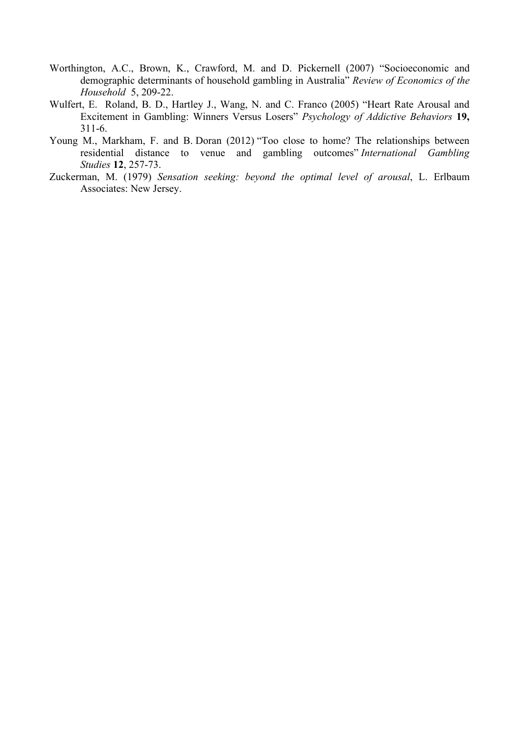Worthington, A.C., Brown, K., Crawford, M. and D. Pickernell (2007) "Socioeconomic and demographic determinants of household gambling in Australia" *Review of Economics of the Household* 5, 209-22.

Wulfert, E. Roland, B. D., Hartley J., Wang, N. and C. Franco (2005) "Heart Rate Arousal and Excitement in Gambling: Winners Versus Losers" *Psychology of Addictive Behaviors* **19,** 311-6.

Young M., Markham, F. and B. Doran (2012) "Too close to home? The relationships between residential distance to venue and gambling outcomes" *International Gambling Studies* **12**, 257-73.

Zuckerman, M. (1979) *Sensation seeking: beyond the optimal level of arousal*, L. Erlbaum Associates: New Jersey.